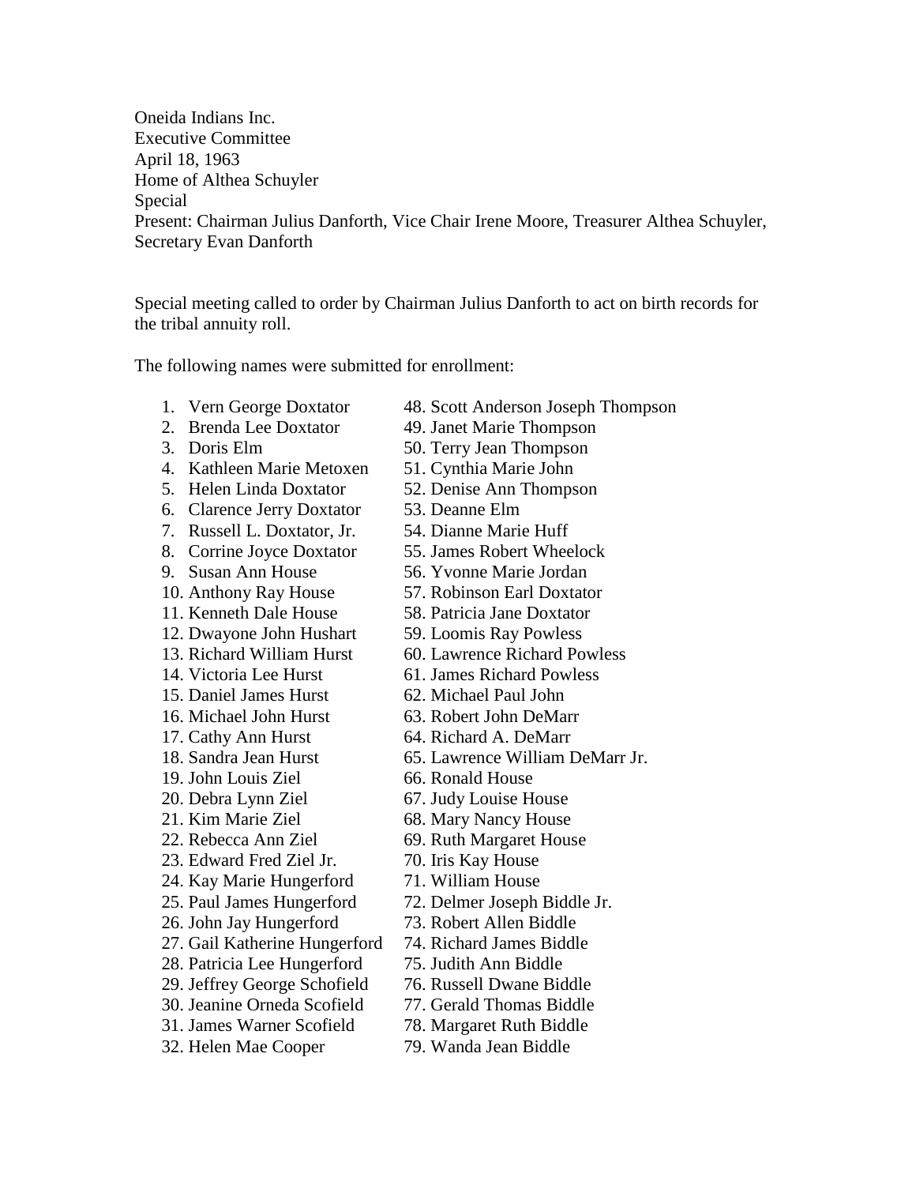Oneida Indians Inc.
Executive Committee
April 18, 1963
Home of Althea Schuyler
Special
Present: Chairman Julius Danforth, Vice Chair Irene Moore, Treasurer Althea Schuyler, Secretary Evan Danforth

Special meeting called to order by Chairman Julius Danforth to act on birth records for the tribal annuity roll.

The following names were submitted for enrollment:

1. Vern George Doxtator
2. Brenda Lee Doxtator
3. Doris Elm
4. Kathleen Marie Metoxen
5. Helen Linda Doxtator
6. Clarence Jerry Doxtator
7. Russell L. Doxtator, Jr.
8. Corrine Joyce Doxtator
9. Susan Ann House
10. Anthony Ray House
11. Kenneth Dale House
12. Dwayone John Hushart
13. Richard William Hurst
14. Victoria Lee Hurst
15. Daniel James Hurst
16. Michael John Hurst
17. Cathy Ann Hurst
18. Sandra Jean Hurst
19. John Louis Ziel
20. Debra Lynn Ziel
21. Kim Marie Ziel
22. Rebecca Ann Ziel
23. Edward Fred Ziel Jr.
24. Kay Marie Hungerford
25. Paul James Hungerford
26. John Jay Hungerford
27. Gail Katherine Hungerford
28. Patricia Lee Hungerford
29. Jeffrey George Schofield
30. Jeanine Orneda Scofield
31. James Warner Scofield
32. Helen Mae Cooper
48. Scott Anderson Joseph Thompson
49. Janet Marie Thompson
50. Terry Jean Thompson
51. Cynthia Marie John
52. Denise Ann Thompson
53. Deanne Elm
54. Dianne Marie Huff
55. James Robert Wheelock
56. Yvonne Marie Jordan
57. Robinson Earl Doxtator
58. Patricia Jane Doxtator
59. Loomis Ray Powless
60. Lawrence Richard Powless
61. James Richard Powless
62. Michael Paul John
63. Robert John DeMarr
64. Richard A. DeMarr
65. Lawrence William DeMarr Jr.
66. Ronald House
67. Judy Louise House
68. Mary Nancy House
69. Ruth Margaret House
70. Iris Kay House
71. William House
72. Delmer Joseph Biddle Jr.
73. Robert Allen Biddle
74. Richard James Biddle
75. Judith Ann Biddle
76. Russell Dwane Biddle
77. Gerald Thomas Biddle
78. Margaret Ruth Biddle
79. Wanda Jean Biddle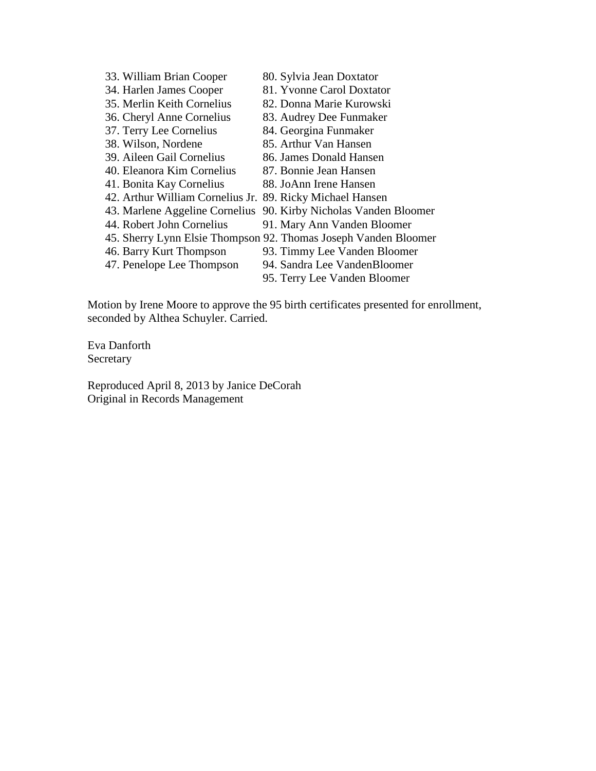33. William Brian Cooper
34. Harlen James Cooper
35. Merlin Keith Cornelius
36. Cheryl Anne Cornelius
37. Terry Lee Cornelius
38. Wilson, Nordene
39. Aileen Gail Cornelius
40. Eleanora Kim Cornelius
41. Bonita Kay Cornelius
42. Arthur William Cornelius Jr.
43. Marlene Aggeline Cornelius
44. Robert John Cornelius
45. Sherry Lynn Elsie Thompson
46. Barry Kurt Thompson
47. Penelope Lee Thompson

80. Sylvia Jean Doxtator
81. Yvonne Carol Doxtator
82. Donna Marie Kurowski
83. Audrey Dee Funmaker
84. Georgina Funmaker
85. Arthur Van Hansen
86. James Donald Hansen
87. Bonnie Jean Hansen
88. JoAnn Irene Hansen
89. Ricky Michael Hansen
90. Kirby Nicholas Vanden Bloomer
91. Mary Ann Vanden Bloomer
92. Thomas Joseph Vanden Bloomer
93. Timmy Lee Vanden Bloomer
94. Sandra Lee VandenBloomer
95. Terry Lee Vanden Bloomer

Motion by Irene Moore to approve the 95 birth certificates presented for enrollment, seconded by Althea Schuyler. Carried.

Eva Danforth
Secretary

Reproduced April 8, 2013 by Janice DeCorah
Original in Records Management